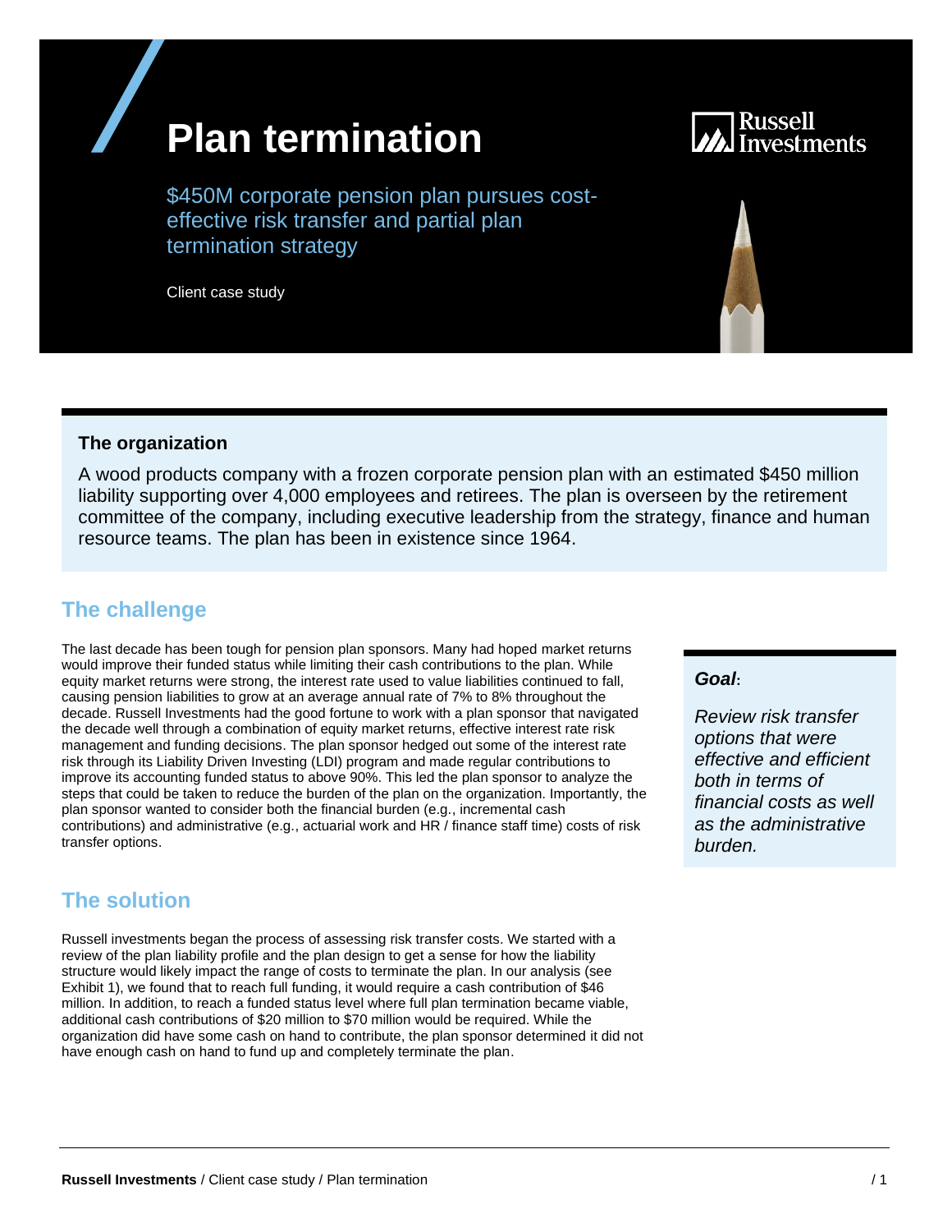# Plan termination

$450M corporate pension plan pursues cost-effective risk transfer and partial plan termination strategy

Client case study

### The organization

A wood products company with a frozen corporate pension plan with an estimated $450 million liability supporting over 4,000 employees and retirees. The plan is overseen by the retirement committee of the company, including executive leadership from the strategy, finance and human resource teams. The plan has been in existence since 1964.

## The challenge

The last decade has been tough for pension plan sponsors. Many had hoped market returns would improve their funded status while limiting their cash contributions to the plan. While equity market returns were strong, the interest rate used to value liabilities continued to fall, causing pension liabilities to grow at an average annual rate of 7% to 8% throughout the decade. Russell Investments had the good fortune to work with a plan sponsor that navigated the decade well through a combination of equity market returns, effective interest rate risk management and funding decisions. The plan sponsor hedged out some of the interest rate risk through its Liability Driven Investing (LDI) program and made regular contributions to improve its accounting funded status to above 90%. This led the plan sponsor to analyze the steps that could be taken to reduce the burden of the plan on the organization. Importantly, the plan sponsor wanted to consider both the financial burden (e.g., incremental cash contributions) and administrative (e.g., actuarial work and HR / finance staff time) costs of risk transfer options.

***Goal*:**

*Review risk transfer options that were effective and efficient both in terms of financial costs as well as the administrative burden.*

## The solution

Russell investments began the process of assessing risk transfer costs. We started with a review of the plan liability profile and the plan design to get a sense for how the liability structure would likely impact the range of costs to terminate the plan. In our analysis (see Exhibit 1), we found that to reach full funding, it would require a cash contribution of $46 million. In addition, to reach a funded status level where full plan termination became viable, additional cash contributions of $20 million to $70 million would be required. While the organization did have some cash on hand to contribute, the plan sponsor determined it did not have enough cash on hand to fund up and completely terminate the plan.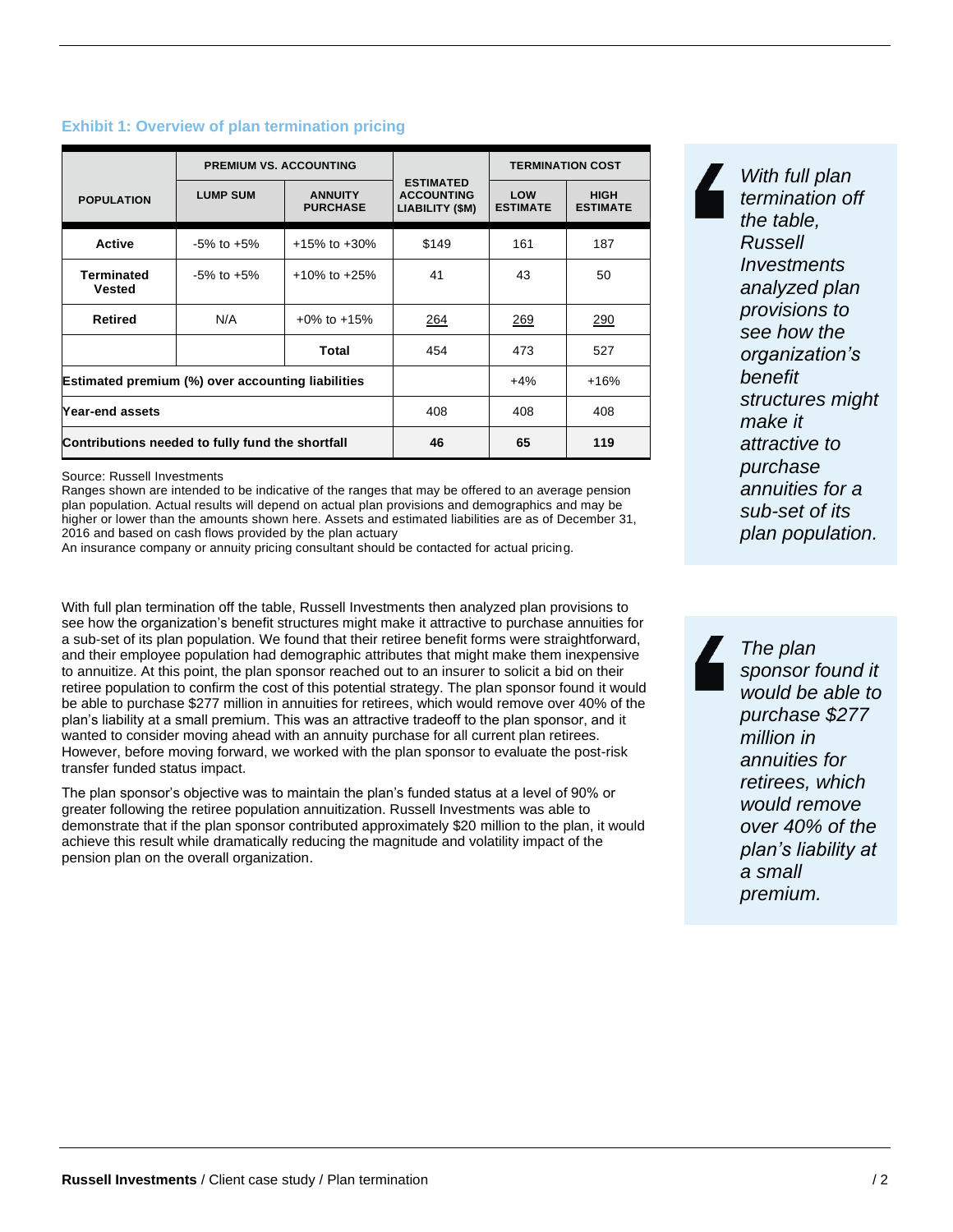### Exhibit 1: Overview of plan termination pricing

| POPULATION | PREMIUM VS. ACCOUNTING | | ESTIMATED ACCOUNTING LIABILITY ($M) | TERMINATION COST | |
|---|---|---|---|---|---|
| | LUMP SUM | ANNUITY PURCHASE | | LOW ESTIMATE | HIGH ESTIMATE |
| **Active** | -5% to +5% | +15% to +30% | $149 | 161 | 187 |
| **Terminated Vested** | -5% to +5% | +10% to +25% | 41 | 43 | 50 |
| **Retired** | N/A | +0% to +15% | 264 | 269 | 290 |
| | | **Total** | 454 | 473 | 527 |
| **Estimated premium (%) over accounting liabilities** | | | | +4% | +16% |
| **Year-end assets** | | | 408 | 408 | 408 |
| **Contributions needed to fully fund the shortfall** | | | **46** | **65** | **119** |

Source: Russell Investments

Ranges shown are intended to be indicative of the ranges that may be offered to an average pension plan population. Actual results will depend on actual plan provisions and demographics and may be higher or lower than the amounts shown here. Assets and estimated liabilities are as of December 31, 2016 and based on cash flows provided by the plan actuary

An insurance company or annuity pricing consultant should be contacted for actual pricing.

With full plan termination off the table, Russell Investments then analyzed plan provisions to see how the organization's benefit structures might make it attractive to purchase annuities for a sub-set of its plan population. We found that their retiree benefit forms were straightforward, and their employee population had demographic attributes that might make them inexpensive to annuitize. At this point, the plan sponsor reached out to an insurer to solicit a bid on their retiree population to confirm the cost of this potential strategy. The plan sponsor found it would be able to purchase $277 million in annuities for retirees, which would remove over 40% of the plan's liability at a small premium. This was an attractive tradeoff to the plan sponsor, and it wanted to consider moving ahead with an annuity purchase for all current plan retirees. However, before moving forward, we worked with the plan sponsor to evaluate the post-risk transfer funded status impact.

The plan sponsor's objective was to maintain the plan's funded status at a level of 90% or greater following the retiree population annuitization. Russell Investments was able to demonstrate that if the plan sponsor contributed approximately $20 million to the plan, it would achieve this result while dramatically reducing the magnitude and volatility impact of the pension plan on the overall organization.

> *With full plan termination off the table, Russell Investments analyzed plan provisions to see how the organization's benefit structures might make it attractive to purchase annuities for a sub-set of its plan population.*

> *The plan sponsor found it would be able to purchase $277 million in annuities for retirees, which would remove over 40% of the plan's liability at a small premium.*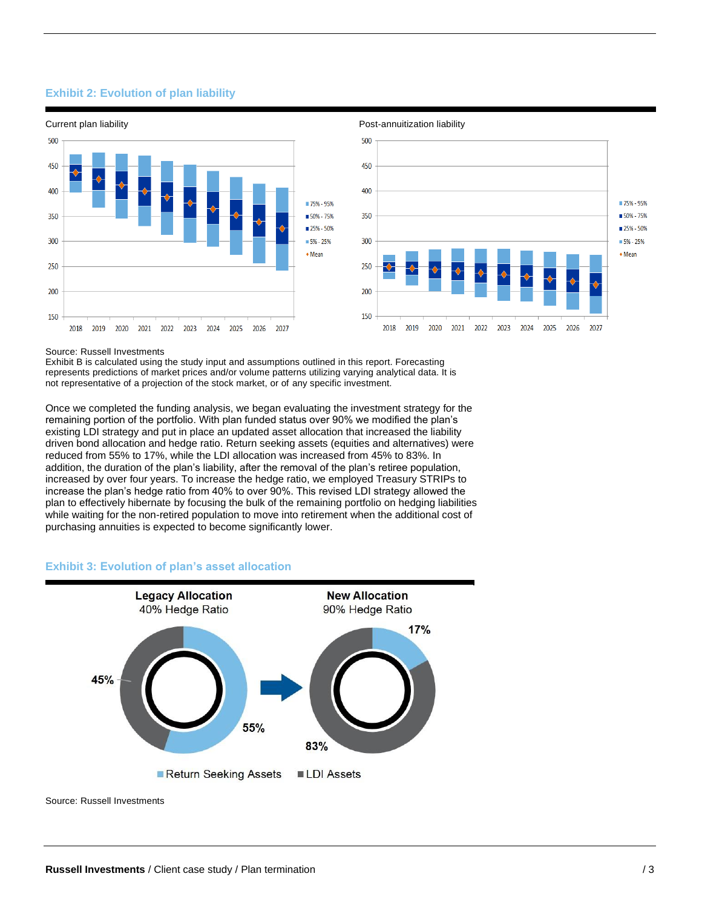### Exhibit 2: Evolution of plan liability

Current plan liability

Post-annuitization liability

Source: Russell Investments

Exhibit B is calculated using the study input and assumptions outlined in this report. Forecasting represents predictions of market prices and/or volume patterns utilizing varying analytical data. It is not representative of a projection of the stock market, or of any specific investment.

Once we completed the funding analysis, we began evaluating the investment strategy for the remaining portion of the portfolio. With plan funded status over 90% we modified the plan's existing LDI strategy and put in place an updated asset allocation that increased the liability driven bond allocation and hedge ratio. Return seeking assets (equities and alternatives) were reduced from 55% to 17%, while the LDI allocation was increased from 45% to 83%. In addition, the duration of the plan's liability, after the removal of the plan's retiree population, increased by over four years. To increase the hedge ratio, we employed Treasury STRIPs to increase the plan's hedge ratio from 40% to over 90%. This revised LDI strategy allowed the plan to effectively hibernate by focusing the bulk of the remaining portfolio on hedging liabilities while waiting for the non-retired population to move into retirement when the additional cost of purchasing annuities is expected to become significantly lower.

### Exhibit 3: Evolution of plan's asset allocation

Source: Russell Investments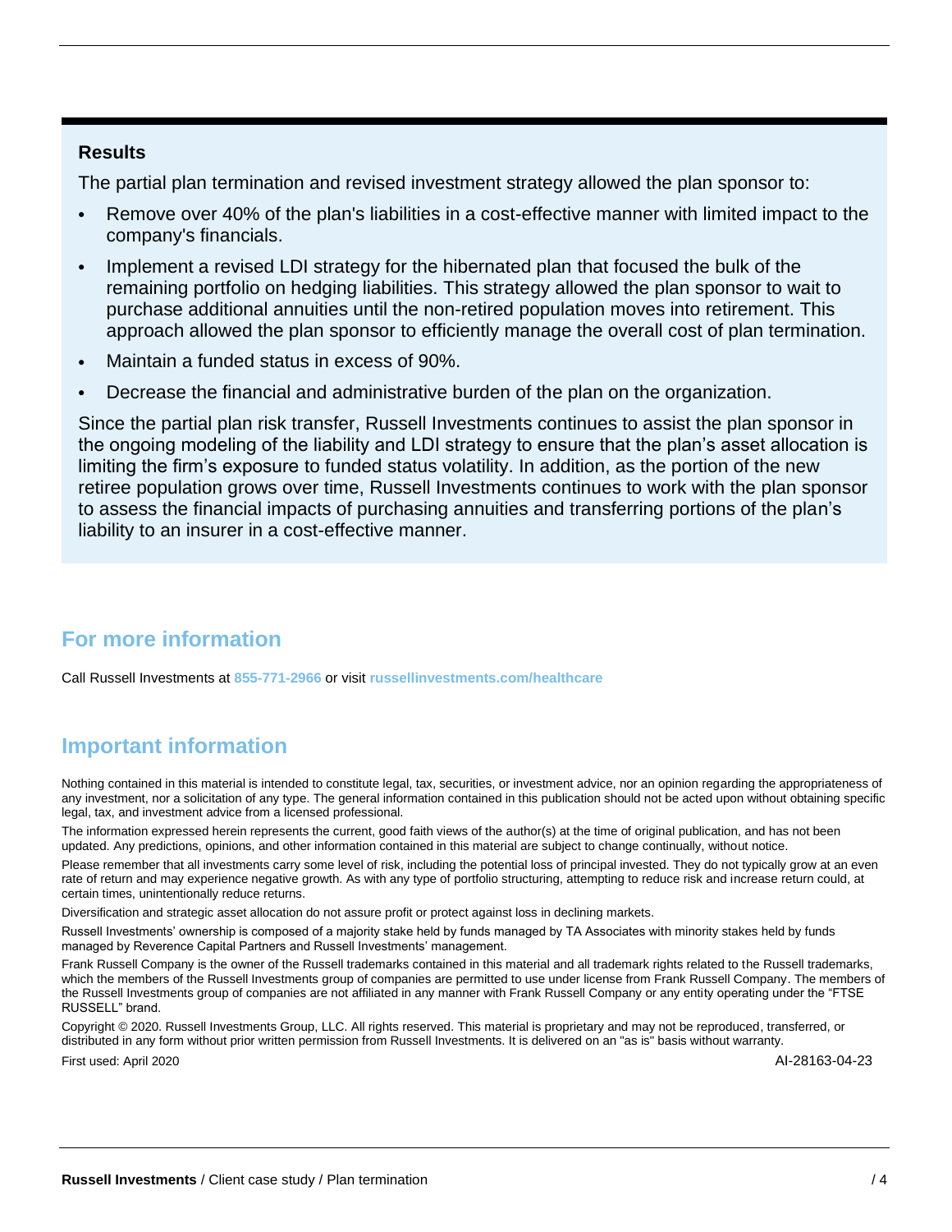### Results

The partial plan termination and revised investment strategy allowed the plan sponsor to:

- Remove over 40% of the plan's liabilities in a cost-effective manner with limited impact to the company's financials.
- Implement a revised LDI strategy for the hibernated plan that focused the bulk of the remaining portfolio on hedging liabilities. This strategy allowed the plan sponsor to wait to purchase additional annuities until the non-retired population moves into retirement. This approach allowed the plan sponsor to efficiently manage the overall cost of plan termination.
- Maintain a funded status in excess of 90%.
- Decrease the financial and administrative burden of the plan on the organization.

Since the partial plan risk transfer, Russell Investments continues to assist the plan sponsor in the ongoing modeling of the liability and LDI strategy to ensure that the plan's asset allocation is limiting the firm's exposure to funded status volatility. In addition, as the portion of the new retiree population grows over time, Russell Investments continues to work with the plan sponsor to assess the financial impacts of purchasing annuities and transferring portions of the plan's liability to an insurer in a cost-effective manner.

## For more information

Call Russell Investments at **855-771-2966** or visit **russellinvestments.com/healthcare**

## Important information

Nothing contained in this material is intended to constitute legal, tax, securities, or investment advice, nor an opinion regarding the appropriateness of any investment, nor a solicitation of any type. The general information contained in this publication should not be acted upon without obtaining specific legal, tax, and investment advice from a licensed professional.

The information expressed herein represents the current, good faith views of the author(s) at the time of original publication, and has not been updated. Any predictions, opinions, and other information contained in this material are subject to change continually, without notice.

Please remember that all investments carry some level of risk, including the potential loss of principal invested. They do not typically grow at an even rate of return and may experience negative growth. As with any type of portfolio structuring, attempting to reduce risk and increase return could, at certain times, unintentionally reduce returns.

Diversification and strategic asset allocation do not assure profit or protect against loss in declining markets.

Russell Investments' ownership is composed of a majority stake held by funds managed by TA Associates with minority stakes held by funds managed by Reverence Capital Partners and Russell Investments' management.

Frank Russell Company is the owner of the Russell trademarks contained in this material and all trademark rights related to the Russell trademarks, which the members of the Russell Investments group of companies are permitted to use under license from Frank Russell Company. The members of the Russell Investments group of companies are not affiliated in any manner with Frank Russell Company or any entity operating under the "FTSE RUSSELL" brand.

Copyright © 2020. Russell Investments Group, LLC. All rights reserved. This material is proprietary and may not be reproduced, transferred, or distributed in any form without prior written permission from Russell Investments. It is delivered on an "as is" basis without warranty.

First used: April 2020

AI-28163-04-23